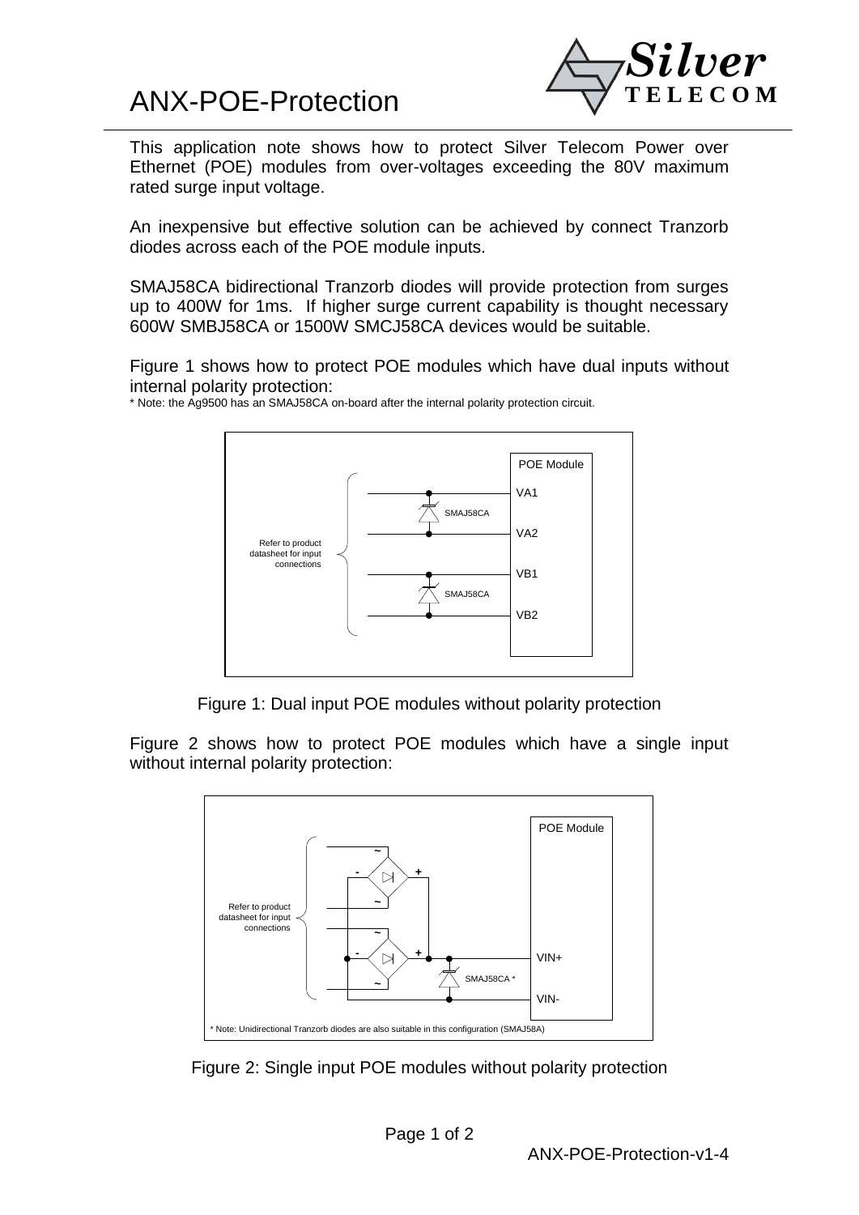# ANX-POE-Protection

This application note shows how to protect Silver Telecom Power over Ethernet (POE) modules from over-voltages exceeding the 80V maximum rated surge input voltage.

An inexpensive but effective solution can be achieved by connect Tranzorb diodes across each of the POE module inputs.

SMAJ58CA bidirectional Tranzorb diodes will provide protection from surges up to 400W for 1ms. If higher surge current capability is thought necessary 600W SMBJ58CA or 1500W SMCJ58CA devices would be suitable.

Figure 1 shows how to protect POE modules which have dual inputs without internal polarity protection:

\* Note: the Ag9500 has an SMAJ58CA on-board after the internal polarity protection circuit.

Figure 1: Dual input POE modules without polarity protection

Figure 2 shows how to protect POE modules which have a single input without internal polarity protection:

Figure 2: Single input POE modules without polarity protection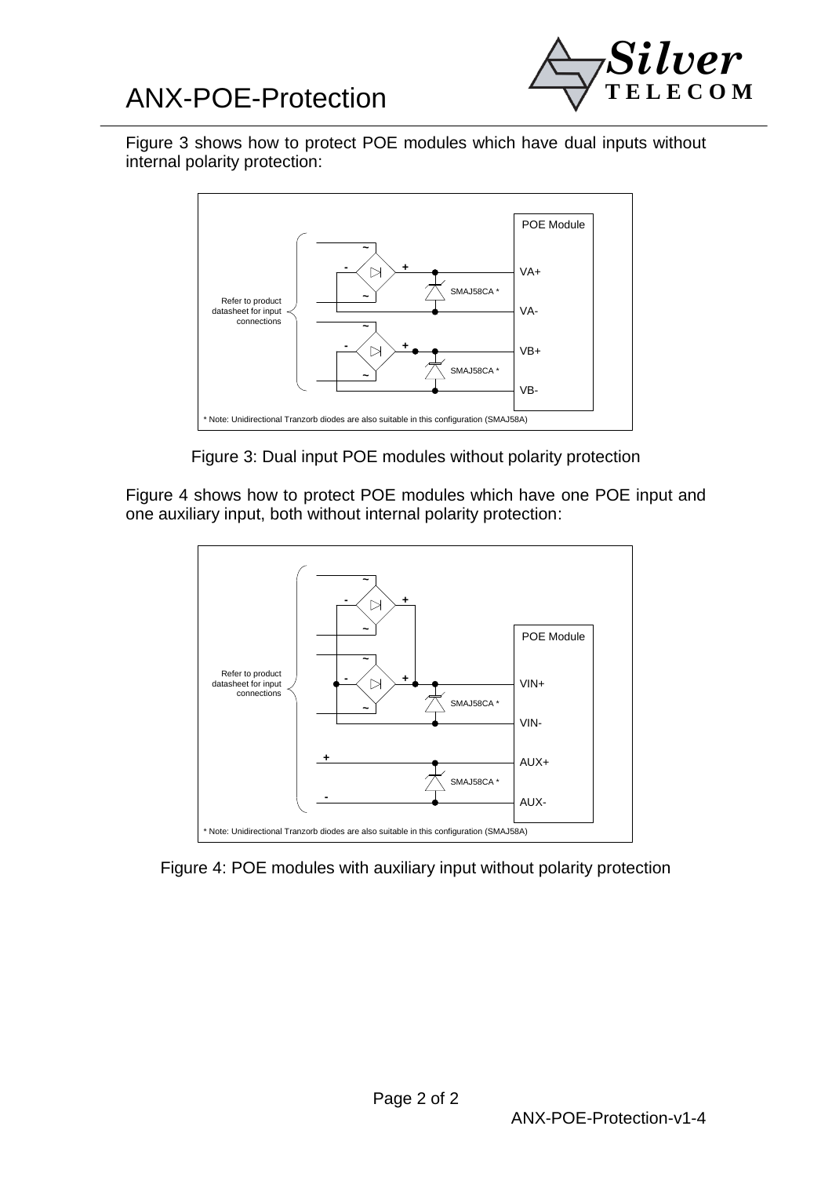Figure 3 shows how to protect POE modules which have dual inputs without internal polarity protection:

POE Module

Refer to product datasheet for input connections

VA+

VA-

VB+

VB-

SMAJ58CA *

SMAJ58CA *

* Note: Unidirectional Tranzorb diodes are also suitable in this configuration (SMAJ58A)

Figure 3: Dual input POE modules without polarity protection

Figure 4 shows how to protect POE modules which have one POE input and one auxiliary input, both without internal polarity protection:

POE Module

Refer to product datasheet for input connections

VIN+

VIN-

AUX+

AUX-

SMAJ58CA *

SMAJ58CA *

* Note: Unidirectional Tranzorb diodes are also suitable in this configuration (SMAJ58A)

Figure 4: POE modules with auxiliary input without polarity protection